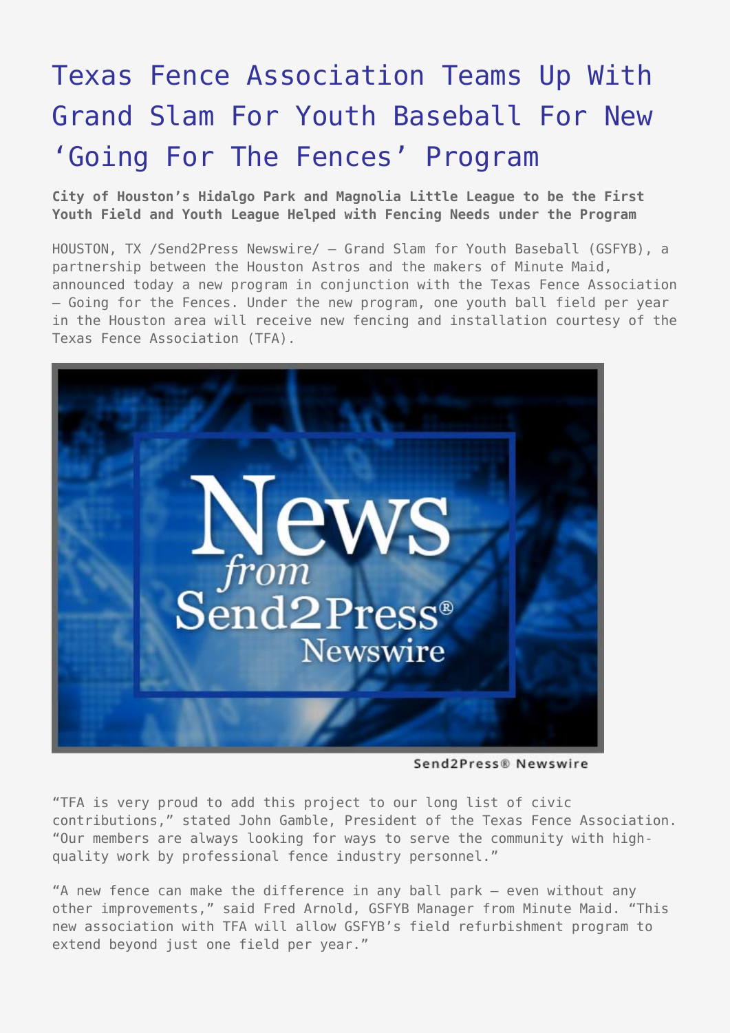# Texas Fence Association Teams Up With Grand Slam For Youth Baseball For New 'Going For The Fences' Program

**City of Houston's Hidalgo Park and Magnolia Little League to be the First Youth Field and Youth League Helped with Fencing Needs under the Program**

HOUSTON, TX /Send2Press Newswire/ — Grand Slam for Youth Baseball (GSFYB), a partnership between the Houston Astros and the makers of Minute Maid, announced today a new program in conjunction with the Texas Fence Association – Going for the Fences. Under the new program, one youth ball field per year in the Houston area will receive new fencing and installation courtesy of the Texas Fence Association (TFA).

Send2Press® Newswire

"TFA is very proud to add this project to our long list of civic contributions," stated John Gamble, President of the Texas Fence Association. "Our members are always looking for ways to serve the community with high-quality work by professional fence industry personnel."

"A new fence can make the difference in any ball park – even without any other improvements," said Fred Arnold, GSFYB Manager from Minute Maid. "This new association with TFA will allow GSFYB's field refurbishment program to extend beyond just one field per year."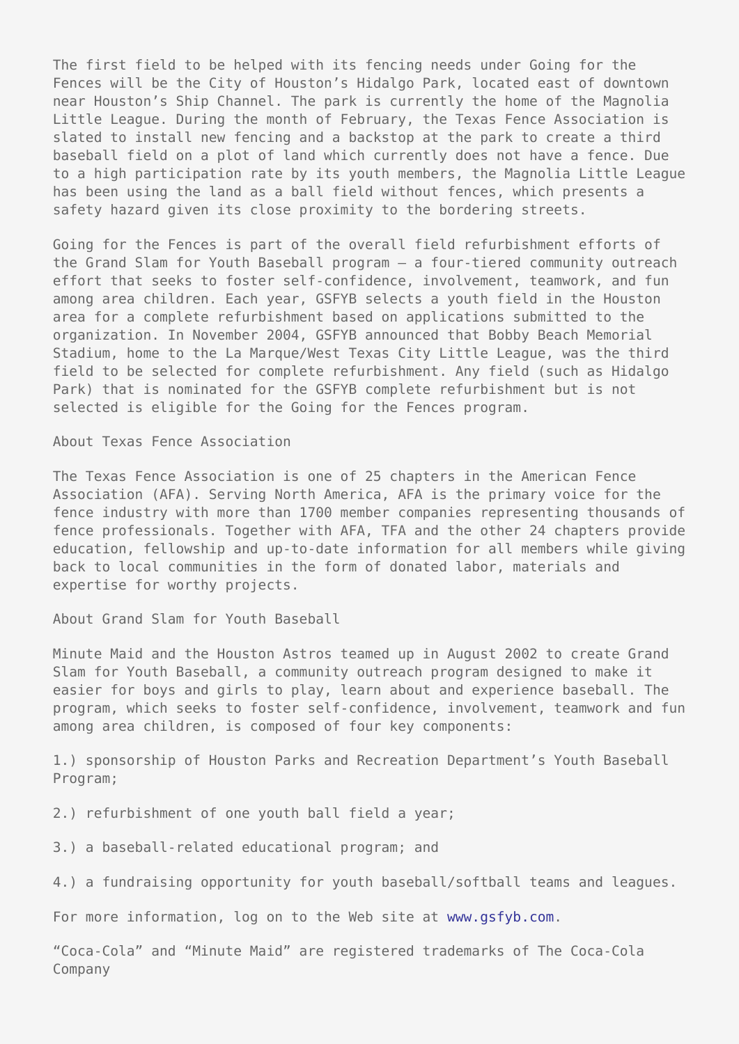The first field to be helped with its fencing needs under Going for the Fences will be the City of Houston's Hidalgo Park, located east of downtown near Houston's Ship Channel. The park is currently the home of the Magnolia Little League. During the month of February, the Texas Fence Association is slated to install new fencing and a backstop at the park to create a third baseball field on a plot of land which currently does not have a fence. Due to a high participation rate by its youth members, the Magnolia Little League has been using the land as a ball field without fences, which presents a safety hazard given its close proximity to the bordering streets.

Going for the Fences is part of the overall field refurbishment efforts of the Grand Slam for Youth Baseball program – a four-tiered community outreach effort that seeks to foster self-confidence, involvement, teamwork, and fun among area children. Each year, GSFYB selects a youth field in the Houston area for a complete refurbishment based on applications submitted to the organization. In November 2004, GSFYB announced that Bobby Beach Memorial Stadium, home to the La Marque/West Texas City Little League, was the third field to be selected for complete refurbishment. Any field (such as Hidalgo Park) that is nominated for the GSFYB complete refurbishment but is not selected is eligible for the Going for the Fences program.

## About Texas Fence Association

The Texas Fence Association is one of 25 chapters in the American Fence Association (AFA). Serving North America, AFA is the primary voice for the fence industry with more than 1700 member companies representing thousands of fence professionals. Together with AFA, TFA and the other 24 chapters provide education, fellowship and up-to-date information for all members while giving back to local communities in the form of donated labor, materials and expertise for worthy projects.

## About Grand Slam for Youth Baseball

Minute Maid and the Houston Astros teamed up in August 2002 to create Grand Slam for Youth Baseball, a community outreach program designed to make it easier for boys and girls to play, learn about and experience baseball. The program, which seeks to foster self-confidence, involvement, teamwork and fun among area children, is composed of four key components:

1.) sponsorship of Houston Parks and Recreation Department's Youth Baseball Program;

2.) refurbishment of one youth ball field a year;

3.) a baseball-related educational program; and

4.) a fundraising opportunity for youth baseball/softball teams and leagues.

For more information, log on to the Web site at www.gsfyb.com.

"Coca-Cola" and "Minute Maid" are registered trademarks of The Coca-Cola Company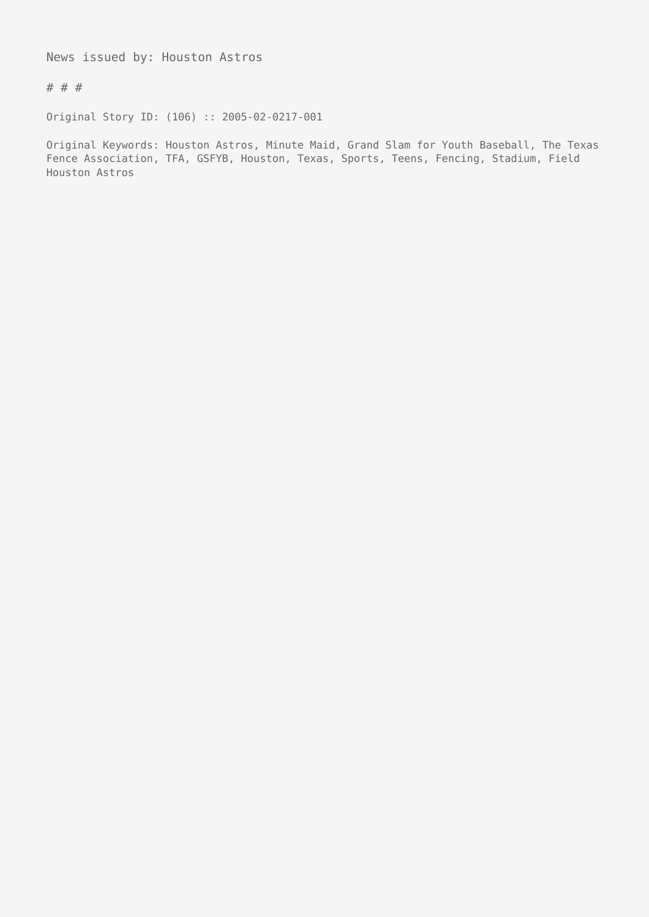News issued by: Houston Astros

# # #

Original Story ID: (106) :: 2005-02-0217-001

Original Keywords: Houston Astros, Minute Maid, Grand Slam for Youth Baseball, The Texas Fence Association, TFA, GSFYB, Houston, Texas, Sports, Teens, Fencing, Stadium, Field Houston Astros